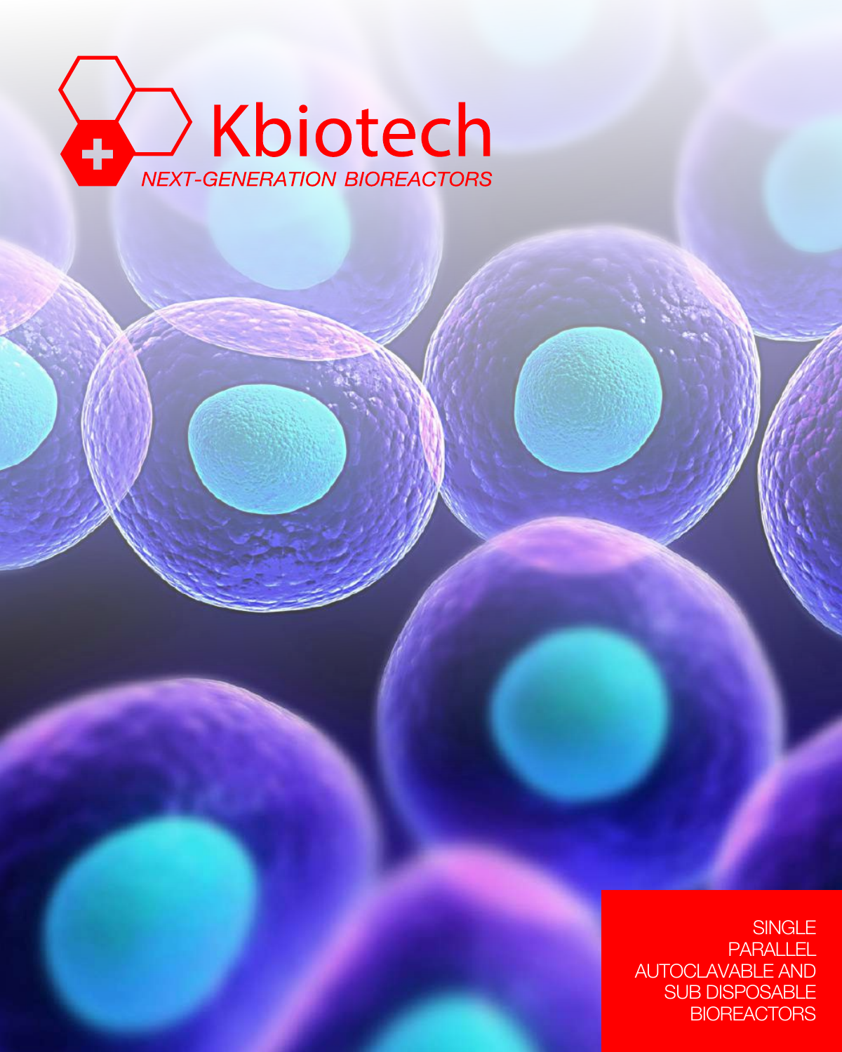# Kbiotech

*NEXT-GENERATION BIOREACTORS*

SINGLE
PARALLEL
AUTOCLAVABLE AND
SUB DISPOSABLE
BIOREACTORS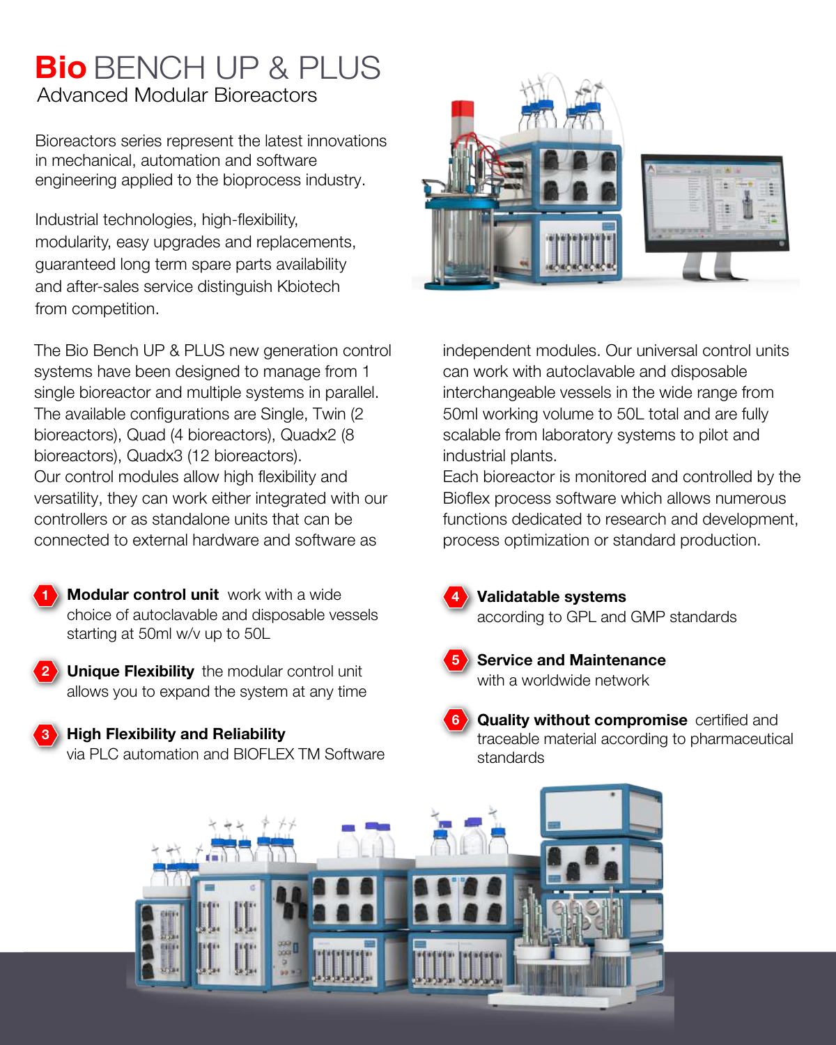# **Bio** BENCH UP & PLUS

## Advanced Modular Bioreactors

Bioreactors series represent the latest innovations in mechanical, automation and software engineering applied to the bioprocess industry.

Industrial technologies, high-flexibility, modularity, easy upgrades and replacements, guaranteed long term spare parts availability and after-sales service distinguish Kbiotech from competition.

The Bio Bench UP & PLUS new generation control systems have been designed to manage from 1 single bioreactor and multiple systems in parallel. The available configurations are Single, Twin (2 bioreactors), Quad (4 bioreactors), Quadx2 (8 bioreactors), Quadx3 (12 bioreactors).
Our control modules allow high flexibility and versatility, they can work either integrated with our controllers or as standalone units that can be connected to external hardware and software as independent modules. Our universal control units can work with autoclavable and disposable interchangeable vessels in the wide range from 50ml working volume to 50L total and are fully scalable from laboratory systems to pilot and industrial plants.
Each bioreactor is monitored and controlled by the Bioflex process software which allows numerous functions dedicated to research and development, process optimization or standard production.

1. **Modular control unit** work with a wide choice of autoclavable and disposable vessels starting at 50ml w/v up to 50L
2. **Unique Flexibility** the modular control unit allows you to expand the system at any time
3. **High Flexibility and Reliability** via PLC automation and BIOFLEX TM Software
4. **Validatable systems** according to GPL and GMP standards
5. **Service and Maintenance** with a worldwide network
6. **Quality without compromise** certified and traceable material according to pharmaceutical standards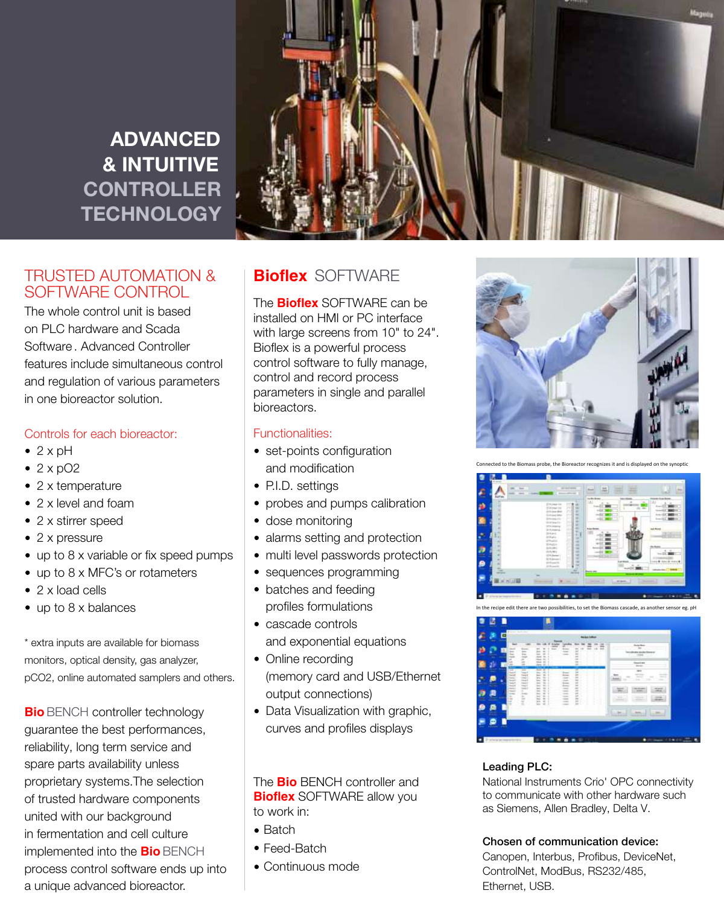# ADVANCED & INTUITIVE CONTROLLER TECHNOLOGY

## TRUSTED AUTOMATION & SOFTWARE CONTROL

The whole control unit is based on PLC hardware and Scada Software . Advanced Controller features include simultaneous control and regulation of various parameters in one bioreactor solution.

Controls for each bioreactor:

- 2 x pH
- 2 x pO2
- 2 x temperature
- 2 x level and foam
- 2 x stirrer speed
- 2 x pressure
- up to 8 x variable or fix speed pumps
- up to 8 x MFC's or rotameters
- 2 x load cells
- up to 8 x balances

* extra inputs are available for biomass monitors, optical density, gas analyzer, pCO2, online automated samplers and others.

**Bio** BENCH controller technology guarantee the best performances, reliability, long term service and spare parts availability unless proprietary systems.The selection of trusted hardware components united with our background in fermentation and cell culture implemented into the **Bio** BENCH process control software ends up into a unique advanced bioreactor.

## Bioflex SOFTWARE

The **Bioflex** SOFTWARE can be installed on HMI or PC interface with large screens from 10" to 24". Bioflex is a powerful process control software to fully manage, control and record process parameters in single and parallel bioreactors.

Functionalities:

- set-points configuration and modification
- P.I.D. settings
- probes and pumps calibration
- dose monitoring
- alarms setting and protection
- multi level passwords protection
- sequences programming
- batches and feeding profiles formulations
- cascade controls and exponential equations
- Online recording (memory card and USB/Ethernet output connections)
- Data Visualization with graphic, curves and profiles displays

The **Bio** BENCH controller and **Bioflex** SOFTWARE allow you to work in:

- Batch
- Feed-Batch
- Continuous mode

Connected to the Biomass probe, the Bioreactor recognizes it and is displayed on the synoptic

In the recipe edit there are two possibilities, to set the Biomass cascade, as another sensor eg. pH

**Leading PLC:**
National Instruments Crio' OPC connectivity to communicate with other hardware such as Siemens, Allen Bradley, Delta V.

**Chosen of communication device:**
Canopen, Interbus, Profibus, DeviceNet, ControlNet, ModBus, RS232/485, Ethernet, USB.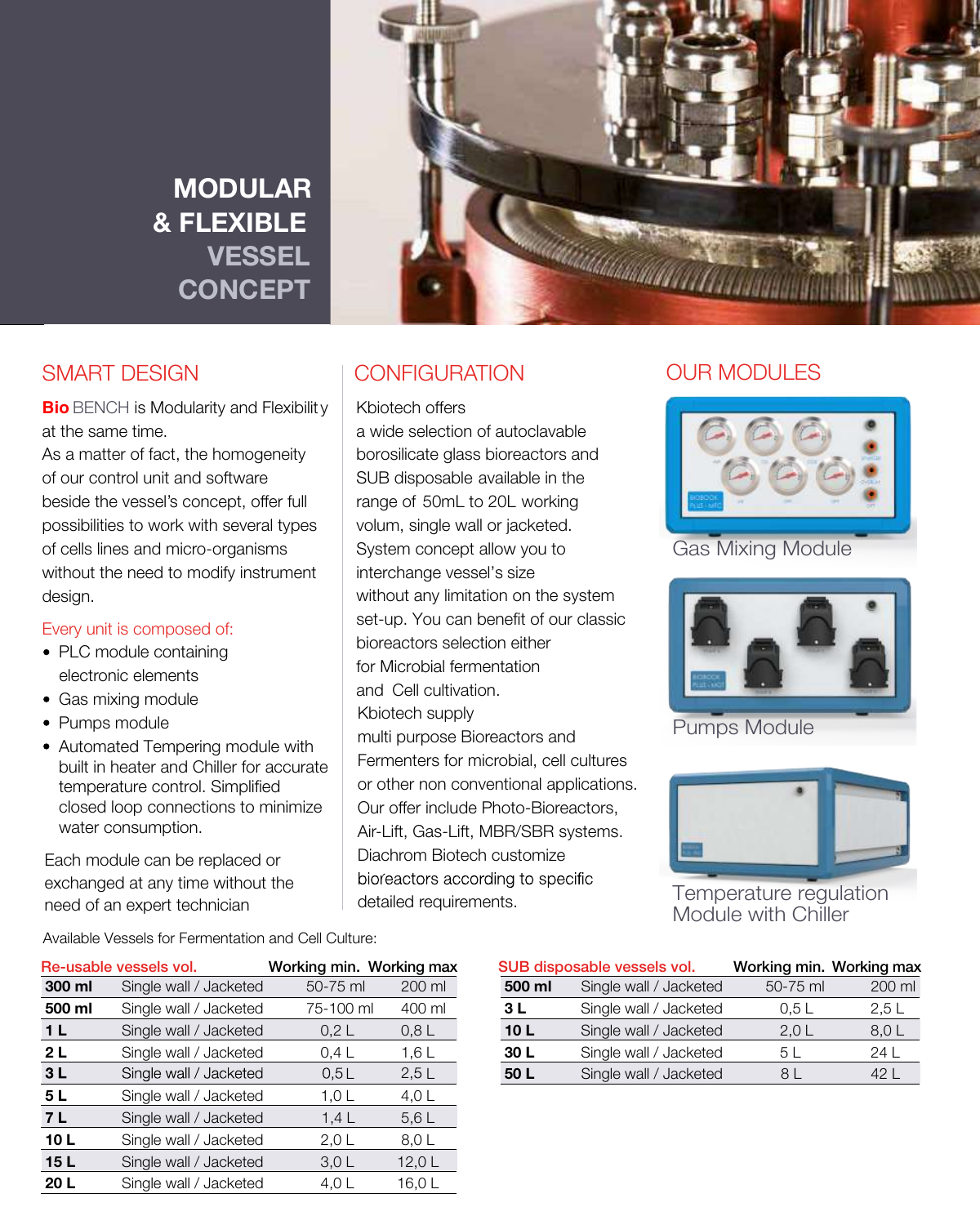# MODULAR & FLEXIBLE VESSEL CONCEPT

## SMART DESIGN

**Bio** BENCH is Modularity and Flexibility at the same time.
As a matter of fact, the homogeneity of our control unit and software beside the vessel's concept, offer full possibilities to work with several types of cells lines and micro-organisms without the need to modify instrument design.

Every unit is composed of:

- PLC module containing electronic elements
- Gas mixing module
- Pumps module
- Automated Tempering module with built in heater and Chiller for accurate temperature control. Simplified closed loop connections to minimize water consumption.

Each module can be replaced or exchanged at any time without the need of an expert technician

## CONFIGURATION

Kbiotech offers a wide selection of autoclavable borosilicate glass bioreactors and SUB disposable available in the range of 50mL to 20L working volum, single wall or jacketed.
System concept allow you to interchange vessel's size without any limitation on the system set-up. You can benefit of our classic bioreactors selection either for Microbial fermentation and Cell cultivation.
Kbiotech supply multi purpose Bioreactors and Fermenters for microbial, cell cultures or other non conventional applications.
Our offer include Photo-Bioreactors, Air-Lift, Gas-Lift, MBR/SBR systems.
Diachrom Biotech customize bioreactors according to specific detailed requirements.

## OUR MODULES

Gas Mixing Module

Pumps Module

Temperature regulation Module with Chiller

Available Vessels for Fermentation and Cell Culture:

| Re-usable vessels vol. | | Working min. | Working max |
|---|---|---|---|
| **300 ml** | Single wall / Jacketed | 50-75 ml | 200 ml |
| **500 ml** | Single wall / Jacketed | 75-100 ml | 400 ml |
| **1 L** | Single wall / Jacketed | 0,2 L | 0,8 L |
| **2 L** | Single wall / Jacketed | 0,4 L | 1,6 L |
| **3 L** | Single wall / Jacketed | 0,5 L | 2,5 L |
| **5 L** | Single wall / Jacketed | 1,0 L | 4,0 L |
| **7 L** | Single wall / Jacketed | 1,4 L | 5,6 L |
| **10 L** | Single wall / Jacketed | 2,0 L | 8,0 L |
| **15 L** | Single wall / Jacketed | 3,0 L | 12,0 L |
| **20 L** | Single wall / Jacketed | 4,0 L | 16,0 L |

| SUB disposable vessels vol. | | Working min. | Working max |
|---|---|---|---|
| **500 ml** | Single wall / Jacketed | 50-75 ml | 200 ml |
| **3 L** | Single wall / Jacketed | 0,5 L | 2,5 L |
| **10 L** | Single wall / Jacketed | 2,0 L | 8,0 L |
| **30 L** | Single wall / Jacketed | 5 L | 24 L |
| **50 L** | Single wall / Jacketed | 8 L | 42 L |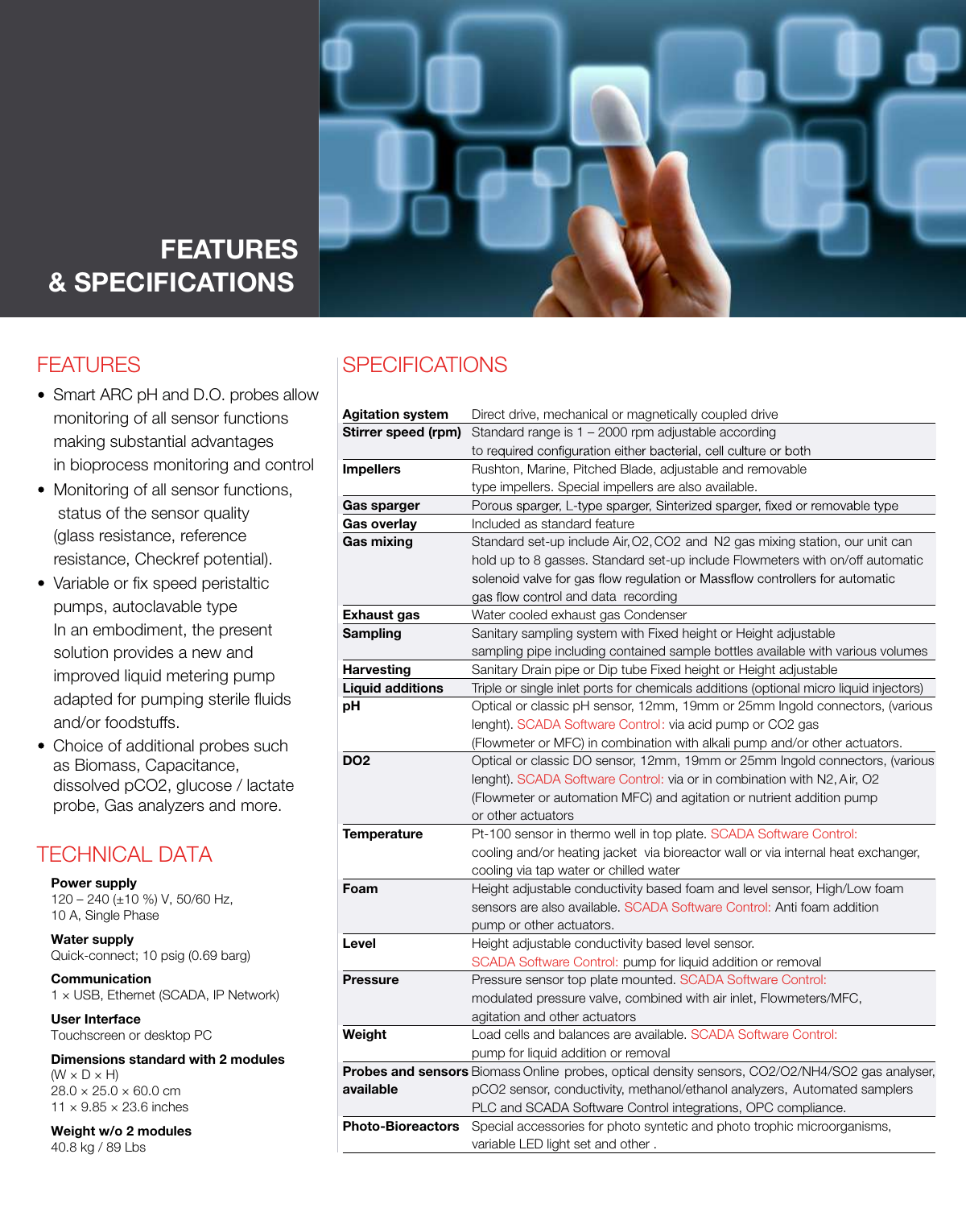# FEATURES & SPECIFICATIONS

## FEATURES

- Smart ARC pH and D.O. probes allow monitoring of all sensor functions making substantial advantages in bioprocess monitoring and control
- Monitoring of all sensor functions, status of the sensor quality (glass resistance, reference resistance, Checkref potential).
- Variable or fix speed peristaltic pumps, autoclavable type
  In an embodiment, the present solution provides a new and improved liquid metering pump adapted for pumping sterile fluids and/or foodstuffs.
- Choice of additional probes such as Biomass, Capacitance, dissolved pCO2, glucose / lactate probe, Gas analyzers and more.

## TECHNICAL DATA

**Power supply**
120 – 240 (±10 %) V, 50/60 Hz, 10 A, Single Phase

**Water supply**
Quick-connect; 10 psig (0.69 barg)

**Communication**
1 × USB, Ethernet (SCADA, IP Network)

**User Interface**
Touchscreen or desktop PC

**Dimensions standard with 2 modules**
(W × D × H)
28.0 × 25.0 × 60.0 cm
11 × 9.85 × 23.6 inches

**Weight w/o 2 modules**
40.8 kg / 89 Lbs

## SPECIFICATIONS

| | |
|---|---|
| **Agitation system** | Direct drive, mechanical or magnetically coupled drive |
| **Stirrer speed (rpm)** | Standard range is 1 – 2000 rpm adjustable according to required configuration either bacterial, cell culture or both |
| **Impellers** | Rushton, Marine, Pitched Blade, adjustable and removable type impellers. Special impellers are also available. |
| **Gas sparger** | Porous sparger, L-type sparger, Sinterized sparger, fixed or removable type |
| **Gas overlay** | Included as standard feature |
| **Gas mixing** | Standard set-up include Air, O2, CO2 and N2 gas mixing station, our unit can hold up to 8 gasses. Standard set-up include Flowmeters with on/off automatic solenoid valve for gas flow regulation or Massflow controllers for automatic gas flow control and data recording |
| **Exhaust gas** | Water cooled exhaust gas Condenser |
| **Sampling** | Sanitary sampling system with Fixed height or Height adjustable sampling pipe including contained sample bottles available with various volumes |
| **Harvesting** | Sanitary Drain pipe or Dip tube Fixed height or Height adjustable |
| **Liquid additions** | Triple or single inlet ports for chemicals additions (optional micro liquid injectors) |
| **pH** | Optical or classic pH sensor, 12mm, 19mm or 25mm Ingold connectors, (various lenght). SCADA Software Control: via acid pump or CO2 gas (Flowmeter or MFC) in combination with alkali pump and/or other actuators. |
| **DO2** | Optical or classic DO sensor, 12mm, 19mm or 25mm Ingold connectors, (various lenght). SCADA Software Control: via or in combination with N2, Air, O2 (Flowmeter or automation MFC) and agitation or nutrient addition pump or other actuators |
| **Temperature** | Pt-100 sensor in thermo well in top plate. SCADA Software Control: cooling and/or heating jacket via bioreactor wall or via internal heat exchanger, cooling via tap water or chilled water |
| **Foam** | Height adjustable conductivity based foam and level sensor, High/Low foam sensors are also available. SCADA Software Control: Anti foam addition pump or other actuators. |
| **Level** | Height adjustable conductivity based level sensor. SCADA Software Control: pump for liquid addition or removal |
| **Pressure** | Pressure sensor top plate mounted. SCADA Software Control: modulated pressure valve, combined with air inlet, Flowmeters/MFC, agitation and other actuators |
| **Weight** | Load cells and balances are available. SCADA Software Control: pump for liquid addition or removal |
| **Probes and sensors available** | Biomass Online probes, optical density sensors, CO2/O2/NH4/SO2 gas analyser, pCO2 sensor, conductivity, methanol/ethanol analyzers, Automated samplers PLC and SCADA Software Control integrations, OPC compliance. |
| **Photo-Bioreactors** | Special accessories for photo syntetic and photo trophic microorganisms, variable LED light set and other . |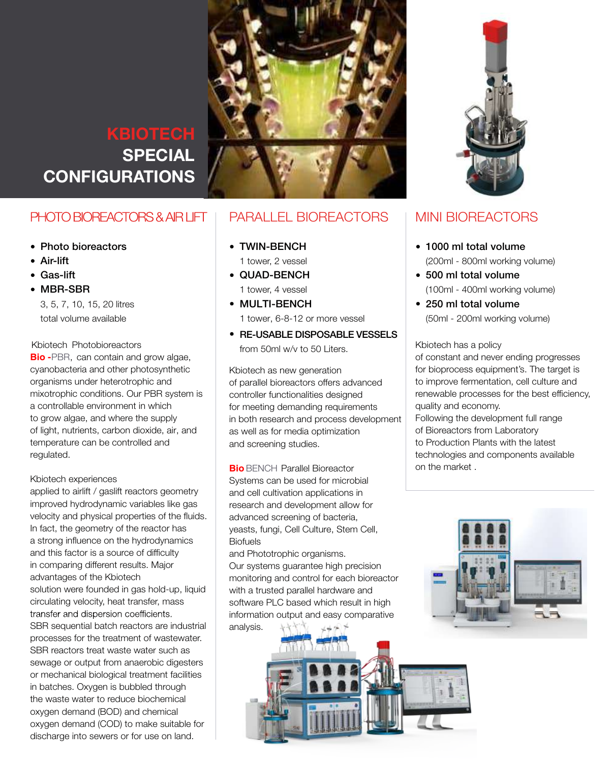# KBIOTECH SPECIAL CONFIGURATIONS

## PHOTO BIOREACTORS & AIR LIFT

- **Photo bioreactors**
- **Air-lift**
- **Gas-lift**
- **MBR-SBR**

  3, 5, 7, 10, 15, 20 litres
  total volume available

Kbiotech Photobioreactors
**Bio -**PBR, can contain and grow algae, cyanobacteria and other photosynthetic organisms under heterotrophic and mixotrophic conditions. Our PBR system is a controllable environment in which to grow algae, and where the supply of light, nutrients, carbon dioxide, air, and temperature can be controlled and regulated.

Kbiotech experiences applied to airlift / gaslift reactors geometry improved hydrodynamic variables like gas velocity and physical properties of the fluids. In fact, the geometry of the reactor has a strong influence on the hydrodynamics and this factor is a source of difficulty in comparing different results. Major advantages of the Kbiotech solution were founded in gas hold-up, liquid circulating velocity, heat transfer, mass transfer and dispersion coefficients.
SBR sequential batch reactors are industrial processes for the treatment of wastewater. SBR reactors treat waste water such as sewage or output from anaerobic digesters or mechanical biological treatment facilities in batches. Oxygen is bubbled through the waste water to reduce biochemical oxygen demand (BOD) and chemical oxygen demand (COD) to make suitable for discharge into sewers or for use on land.

## PARALLEL BIOREACTORS

- **TWIN-BENCH**
  1 tower, 2 vessel
- **QUAD-BENCH**
  1 tower, 4 vessel
- **MULTI-BENCH**
  1 tower, 6-8-12 or more vessel
- **RE-USABLE DISPOSABLE VESSELS**
  from 50ml w/v to 50 Liters.

Kbiotech as new generation of parallel bioreactors offers advanced controller functionalities designed for meeting demanding requirements in both research and process development as well as for media optimization and screening studies.

**Bio** BENCH Parallel Bioreactor Systems can be used for microbial and cell cultivation applications in research and development allow for advanced screening of bacteria, yeasts, fungi, Cell Culture, Stem Cell, Biofuels
and Phototrophic organisms.
Our systems guarantee high precision monitoring and control for each bioreactor with a trusted parallel hardware and software PLC based which result in high information output and easy comparative analysis.

## MINI BIOREACTORS

- **1000 ml total volume**
  (200ml - 800ml working volume)
- **500 ml total volume**
  (100ml - 400ml working volume)
- **250 ml total volume**
  (50ml - 200ml working volume)

Kbiotech has a policy of constant and never ending progresses for bioprocess equipment's. The target is to improve fermentation, cell culture and renewable processes for the best efficiency, quality and economy.
Following the development full range of Bioreactors from Laboratory to Production Plants with the latest technologies and components available on the market .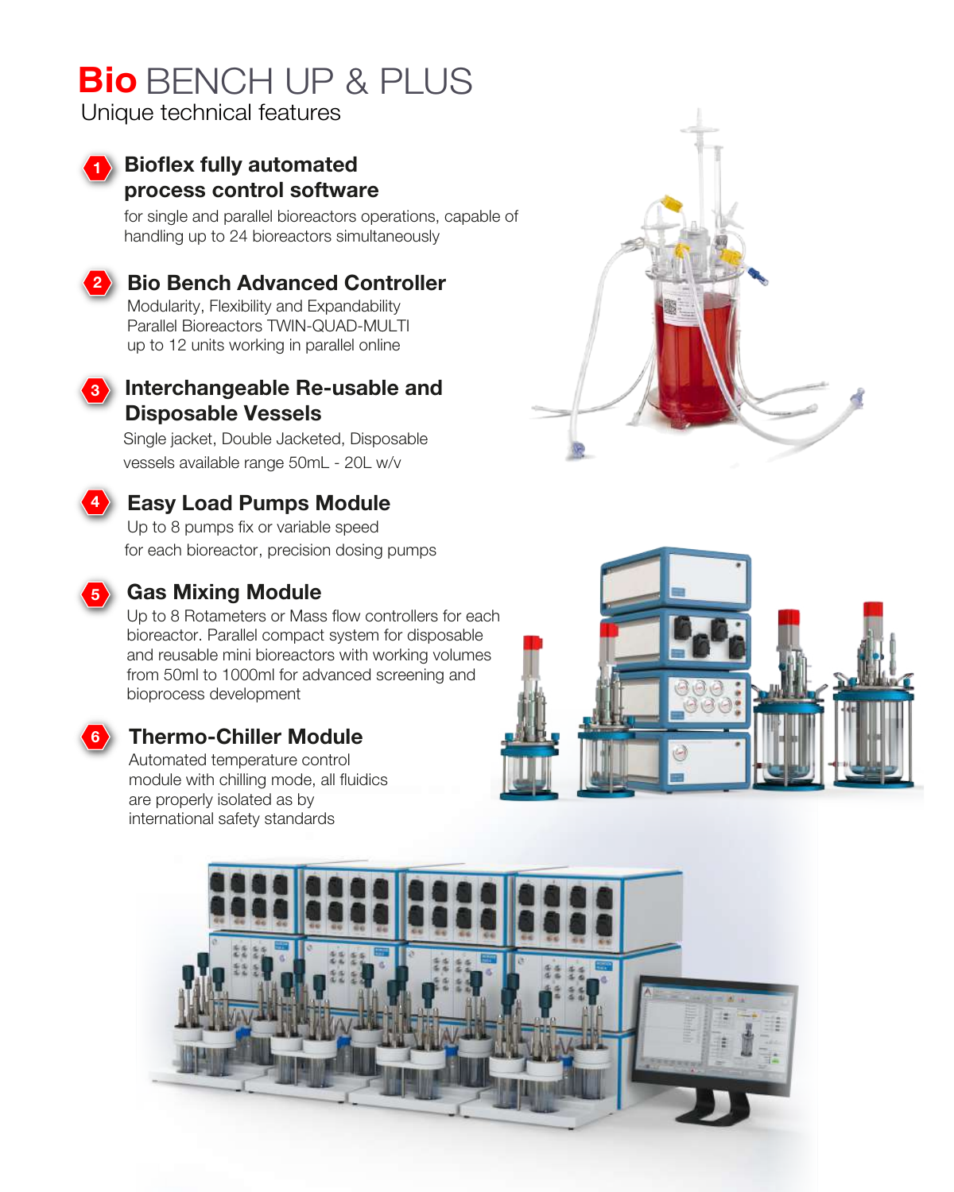# **Bio** BENCH UP & PLUS

## Unique technical features

### 1. Bioflex fully automated process control software

for single and parallel bioreactors operations, capable of handling up to 24 bioreactors simultaneously

### 2. Bio Bench Advanced Controller

Modularity, Flexibility and Expandability
Parallel Bioreactors TWIN-QUAD-MULTI
up to 12 units working in parallel online

### 3. Interchangeable Re-usable and Disposable Vessels

Single jacket, Double Jacketed, Disposable
vessels available range 50mL - 20L w/v

### 4. Easy Load Pumps Module

Up to 8 pumps fix or variable speed
for each bioreactor, precision dosing pumps

### 5. Gas Mixing Module

Up to 8 Rotameters or Mass flow controllers for each bioreactor. Parallel compact system for disposable and reusable mini bioreactors with working volumes from 50ml to 1000ml for advanced screening and bioprocess development

### 6. Thermo-Chiller Module

Automated temperature control module with chilling mode, all fluidics are properly isolated as by international safety standards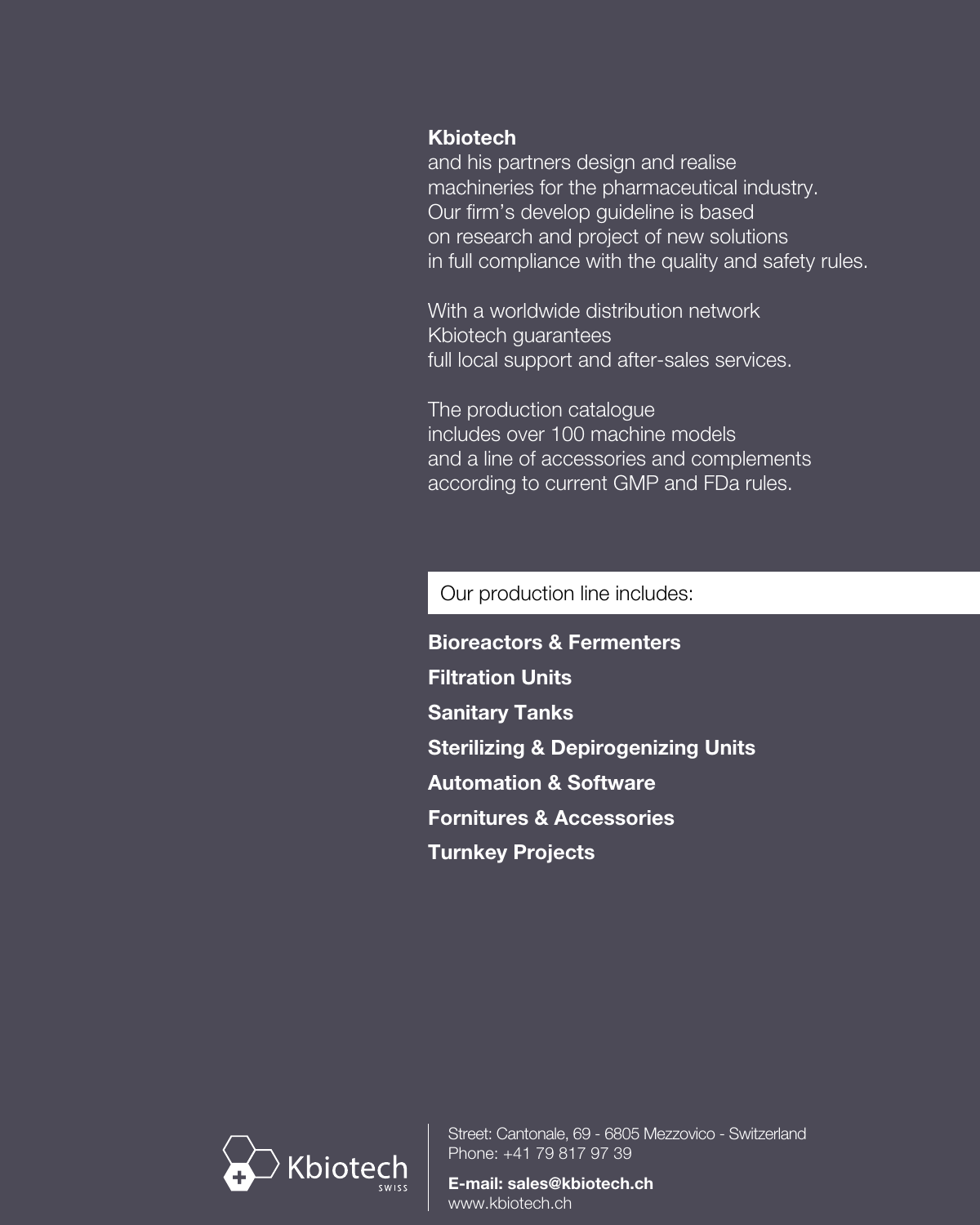**Kbiotech**
and his partners design and realise
machineries for the pharmaceutical industry.
Our firm's develop guideline is based
on research and project of new solutions
in full compliance with the quality and safety rules.

With a worldwide distribution network
Kbiotech guarantees
full local support and after-sales services.

The production catalogue
includes over 100 machine models
and a line of accessories and complements
according to current GMP and FDa rules.

Our production line includes:

**Bioreactors & Fermenters**

**Filtration Units**

**Sanitary Tanks**

**Sterilizing & Depirogenizing Units**

**Automation & Software**

**Fornitures & Accessories**

**Turnkey Projects**

Kbiotech SWISS

Street: Cantonale, 69 - 6805 Mezzovico - Switzerland
Phone: +41 79 817 97 39

**E-mail: sales@kbiotech.ch**
www.kbiotech.ch